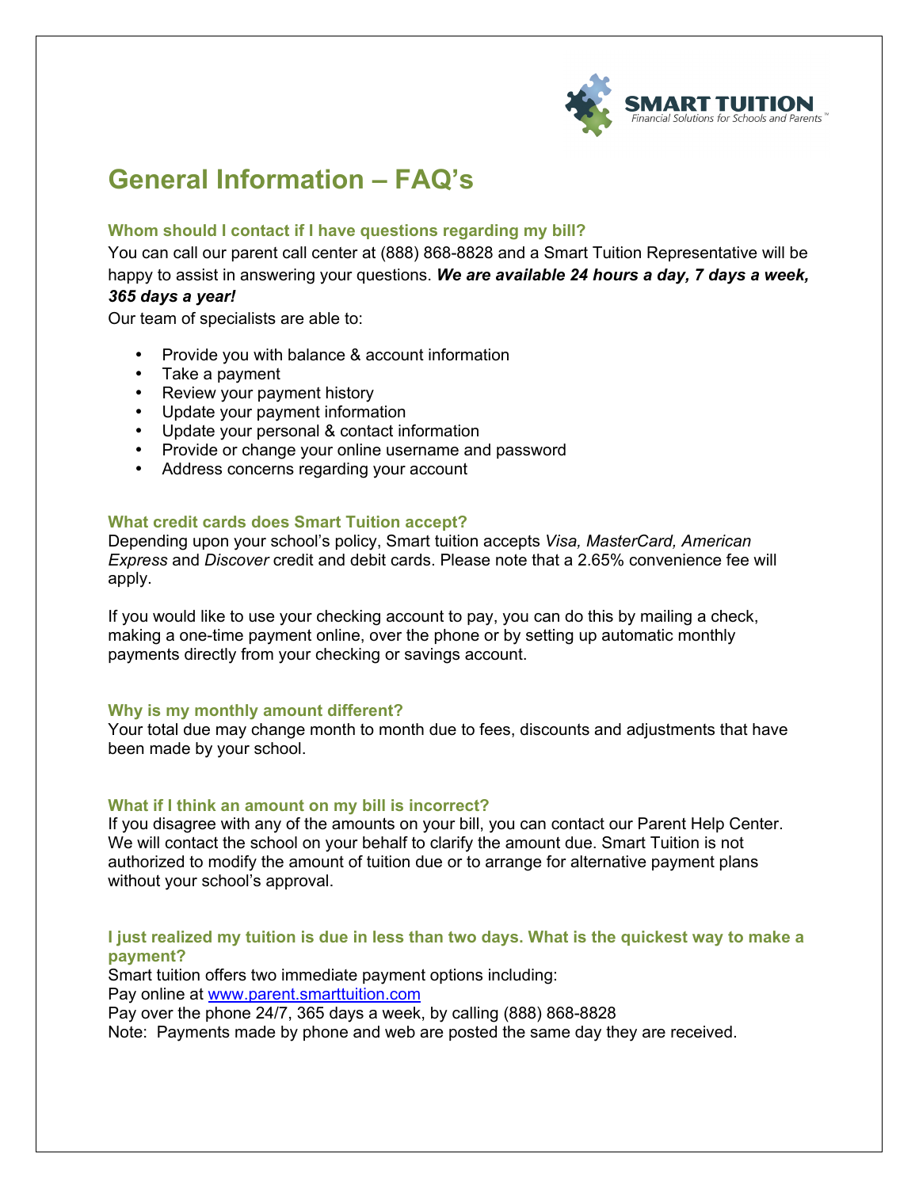SMART TUITION
*Financial Solutions for Schools and Parents™*

# General Information – FAQ's

### Whom should I contact if I have questions regarding my bill?

You can call our parent call center at (888) 868-8828 and a Smart Tuition Representative will be happy to assist in answering your questions. ***We are available 24 hours a day, 7 days a week, 365 days a year!***

Our team of specialists are able to:

- Provide you with balance & account information
- Take a payment
- Review your payment history
- Update your payment information
- Update your personal & contact information
- Provide or change your online username and password
- Address concerns regarding your account

### What credit cards does Smart Tuition accept?

Depending upon your school's policy, Smart tuition accepts *Visa, MasterCard, American Express* and *Discover* credit and debit cards. Please note that a 2.65% convenience fee will apply.

If you would like to use your checking account to pay, you can do this by mailing a check, making a one-time payment online, over the phone or by setting up automatic monthly payments directly from your checking or savings account.

### Why is my monthly amount different?

Your total due may change month to month due to fees, discounts and adjustments that have been made by your school.

### What if I think an amount on my bill is incorrect?

If you disagree with any of the amounts on your bill, you can contact our Parent Help Center. We will contact the school on your behalf to clarify the amount due. Smart Tuition is not authorized to modify the amount of tuition due or to arrange for alternative payment plans without your school's approval.

### I just realized my tuition is due in less than two days. What is the quickest way to make a payment?

Smart tuition offers two immediate payment options including:
Pay online at [www.parent.smarttuition.com](www.parent.smarttuition.com)
Pay over the phone 24/7, 365 days a week, by calling (888) 868-8828
Note: Payments made by phone and web are posted the same day they are received.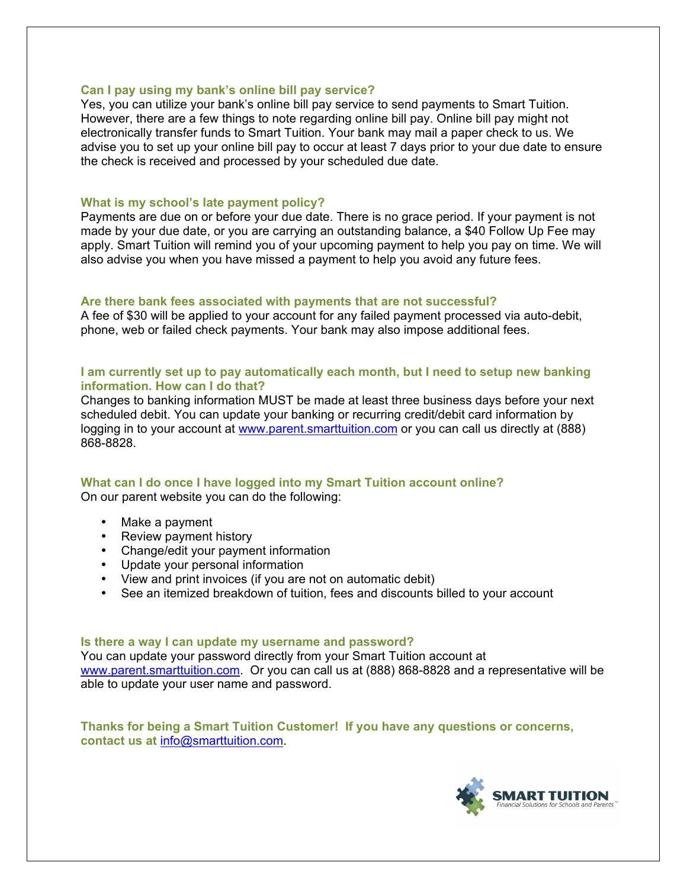### Can I pay using my bank's online bill pay service?

Yes, you can utilize your bank's online bill pay service to send payments to Smart Tuition. However, there are a few things to note regarding online bill pay. Online bill pay might not electronically transfer funds to Smart Tuition. Your bank may mail a paper check to us. We advise you to set up your online bill pay to occur at least 7 days prior to your due date to ensure the check is received and processed by your scheduled due date.

### What is my school's late payment policy?

Payments are due on or before your due date. There is no grace period. If your payment is not made by your due date, or you are carrying an outstanding balance, a $40 Follow Up Fee may apply. Smart Tuition will remind you of your upcoming payment to help you pay on time. We will also advise you when you have missed a payment to help you avoid any future fees.

### Are there bank fees associated with payments that are not successful?

A fee of $30 will be applied to your account for any failed payment processed via auto-debit, phone, web or failed check payments. Your bank may also impose additional fees.

### I am currently set up to pay automatically each month, but I need to setup new banking information. How can I do that?

Changes to banking information MUST be made at least three business days before your next scheduled debit. You can update your banking or recurring credit/debit card information by logging in to your account at www.parent.smarttuition.com or you can call us directly at (888) 868-8828.

### What can I do once I have logged into my Smart Tuition account online?

On our parent website you can do the following:

- Make a payment
- Review payment history
- Change/edit your payment information
- Update your personal information
- View and print invoices (if you are not on automatic debit)
- See an itemized breakdown of tuition, fees and discounts billed to your account

### Is there a way I can update my username and password?

You can update your password directly from your Smart Tuition account at www.parent.smarttuition.com. Or you can call us at (888) 868-8828 and a representative will be able to update your user name and password.

**Thanks for being a Smart Tuition Customer! If you have any questions or concerns, contact us at info@smarttuition.com.**

SMART TUITION
*Financial Solutions for Schools and Parents*™